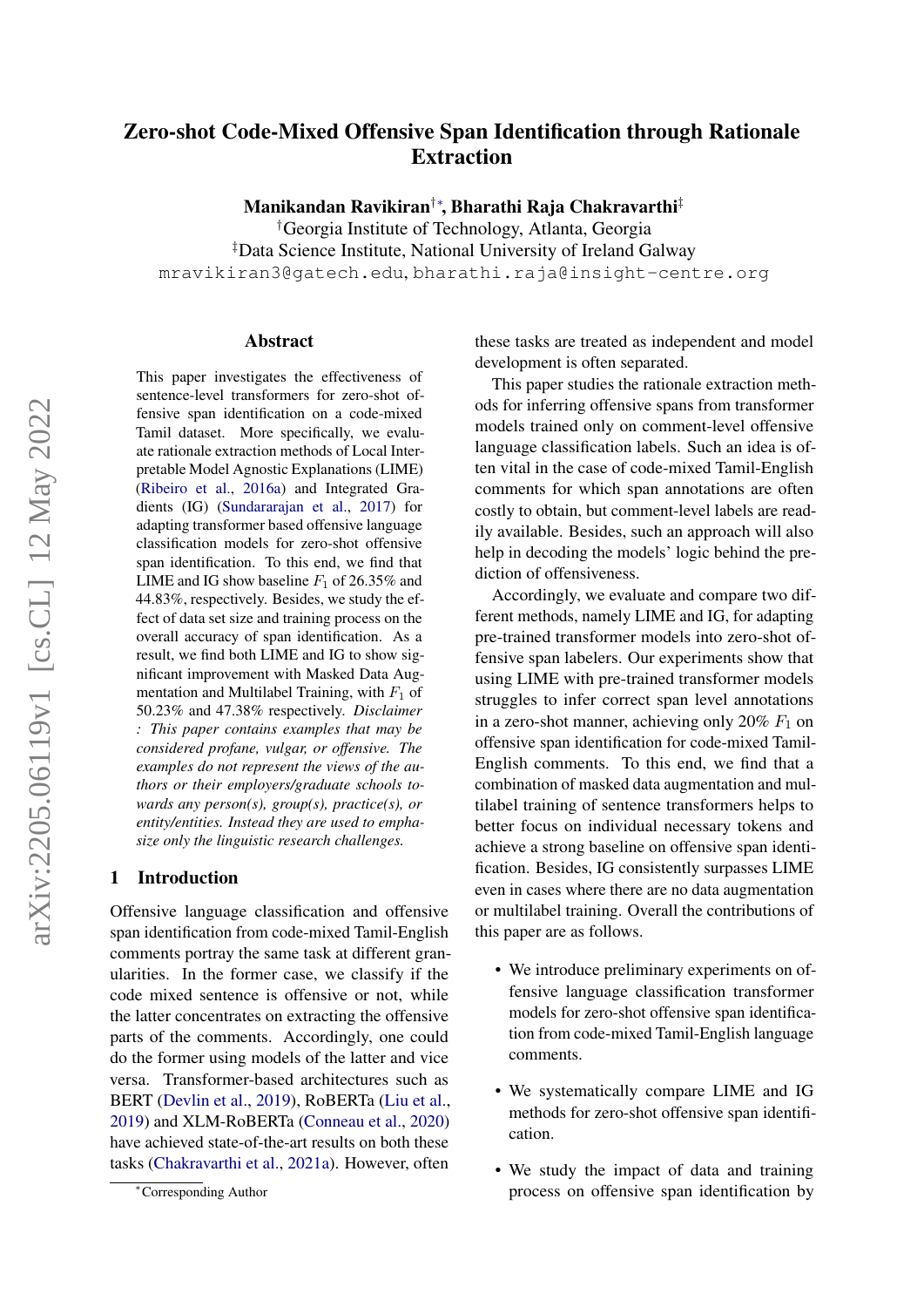# Zero-shot Code-Mixed Offensive Span Identification through Rationale Extraction

**Manikandan Ravikiran[†*], Bharathi Raja Chakravarthi[‡]**

[†]Georgia Institute of Technology, Atlanta, Georgia
[‡]Data Science Institute, National University of Ireland Galway

mravikiran3@gatech.edu, bharathi.raja@insight-centre.org

## Abstract

This paper investigates the effectiveness of sentence-level transformers for zero-shot offensive span identification on a code-mixed Tamil dataset. More specifically, we evaluate rationale extraction methods of Local Interpretable Model Agnostic Explanations (LIME) (Ribeiro et al., 2016a) and Integrated Gradients (IG) (Sundararajan et al., 2017) for adapting transformer based offensive language classification models for zero-shot offensive span identification. To this end, we find that LIME and IG show baseline $F_1$ of 26.35% and 44.83%, respectively. Besides, we study the effect of data set size and training process on the overall accuracy of span identification. As a result, we find both LIME and IG to show significant improvement with Masked Data Augmentation and Multilabel Training, with $F_1$ of 50.23% and 47.38% respectively. *Disclaimer : This paper contains examples that may be considered profane, vulgar, or offensive. The examples do not represent the views of the authors or their employers/graduate schools towards any person(s), group(s), practice(s), or entity/entities. Instead they are used to emphasize only the linguistic research challenges.*

## 1 Introduction

Offensive language classification and offensive span identification from code-mixed Tamil-English comments portray the same task at different granularities. In the former case, we classify if the code mixed sentence is offensive or not, while the latter concentrates on extracting the offensive parts of the comments. Accordingly, one could do the former using models of the latter and vice versa. Transformer-based architectures such as BERT (Devlin et al., 2019), RoBERTa (Liu et al., 2019) and XLM-RoBERTa (Conneau et al., 2020) have achieved state-of-the-art results on both these tasks (Chakravarthi et al., 2021a). However, often these tasks are treated as independent and model development is often separated.

This paper studies the rationale extraction methods for inferring offensive spans from transformer models trained only on comment-level offensive language classification labels. Such an idea is often vital in the case of code-mixed Tamil-English comments for which span annotations are often costly to obtain, but comment-level labels are readily available. Besides, such an approach will also help in decoding the models' logic behind the prediction of offensiveness.

Accordingly, we evaluate and compare two different methods, namely LIME and IG, for adapting pre-trained transformer models into zero-shot offensive span labelers. Our experiments show that using LIME with pre-trained transformer models struggles to infer correct span level annotations in a zero-shot manner, achieving only 20% $F_1$ on offensive span identification for code-mixed Tamil-English comments. To this end, we find that a combination of masked data augmentation and multilabel training of sentence transformers helps to better focus on individual necessary tokens and achieve a strong baseline on offensive span identification. Besides, IG consistently surpasses LIME even in cases where there are no data augmentation or multilabel training. Overall the contributions of this paper are as follows.

- We introduce preliminary experiments on offensive language classification transformer models for zero-shot offensive span identification from code-mixed Tamil-English language comments.
- We systematically compare LIME and IG methods for zero-shot offensive span identification.
- We study the impact of data and training process on offensive span identification by

[*]Corresponding Author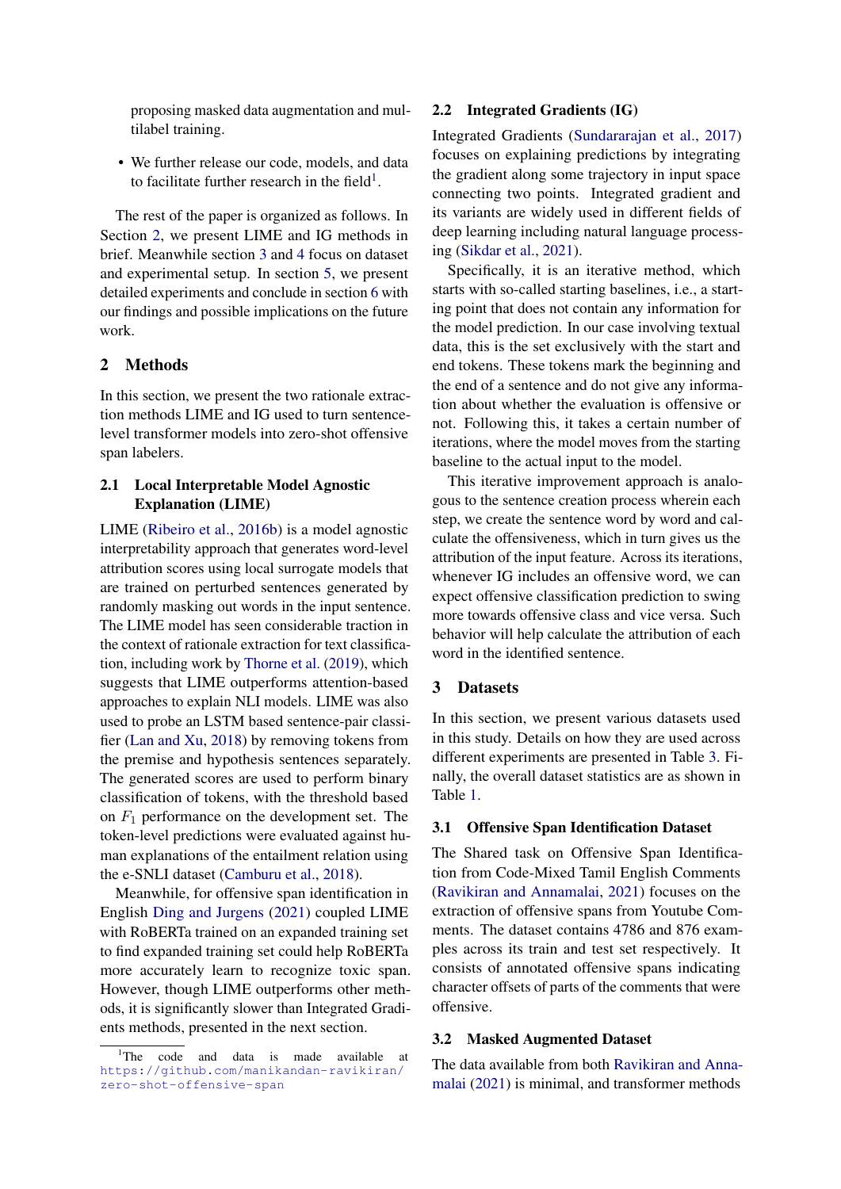proposing masked data augmentation and multilabel training.

- We further release our code, models, and data to facilitate further research in the field[1].

The rest of the paper is organized as follows. In Section 2, we present LIME and IG methods in brief. Meanwhile section 3 and 4 focus on dataset and experimental setup. In section 5, we present detailed experiments and conclude in section 6 with our findings and possible implications on the future work.

## 2 Methods

In this section, we present the two rationale extraction methods LIME and IG used to turn sentence-level transformer models into zero-shot offensive span labelers.

### 2.1 Local Interpretable Model Agnostic Explanation (LIME)

LIME (Ribeiro et al., 2016b) is a model agnostic interpretability approach that generates word-level attribution scores using local surrogate models that are trained on perturbed sentences generated by randomly masking out words in the input sentence. The LIME model has seen considerable traction in the context of rationale extraction for text classification, including work by Thorne et al. (2019), which suggests that LIME outperforms attention-based approaches to explain NLI models. LIME was also used to probe an LSTM based sentence-pair classifier (Lan and Xu, 2018) by removing tokens from the premise and hypothesis sentences separately. The generated scores are used to perform binary classification of tokens, with the threshold based on $F_1$ performance on the development set. The token-level predictions were evaluated against human explanations of the entailment relation using the e-SNLI dataset (Camburu et al., 2018).

Meanwhile, for offensive span identification in English Ding and Jurgens (2021) coupled LIME with RoBERTa trained on an expanded training set to find expanded training set could help RoBERTa more accurately learn to recognize toxic span. However, though LIME outperforms other methods, it is significantly slower than Integrated Gradients methods, presented in the next section.

### 2.2 Integrated Gradients (IG)

Integrated Gradients (Sundararajan et al., 2017) focuses on explaining predictions by integrating the gradient along some trajectory in input space connecting two points. Integrated gradient and its variants are widely used in different fields of deep learning including natural language processing (Sikdar et al., 2021).

Specifically, it is an iterative method, which starts with so-called starting baselines, i.e., a starting point that does not contain any information for the model prediction. In our case involving textual data, this is the set exclusively with the start and end tokens. These tokens mark the beginning and the end of a sentence and do not give any information about whether the evaluation is offensive or not. Following this, it takes a certain number of iterations, where the model moves from the starting baseline to the actual input to the model.

This iterative improvement approach is analogous to the sentence creation process wherein each step, we create the sentence word by word and calculate the offensiveness, which in turn gives us the attribution of the input feature. Across its iterations, whenever IG includes an offensive word, we can expect offensive classification prediction to swing more towards offensive class and vice versa. Such behavior will help calculate the attribution of each word in the identified sentence.

## 3 Datasets

In this section, we present various datasets used in this study. Details on how they are used across different experiments are presented in Table 3. Finally, the overall dataset statistics are as shown in Table 1.

### 3.1 Offensive Span Identification Dataset

The Shared task on Offensive Span Identification from Code-Mixed Tamil English Comments (Ravikiran and Annamalai, 2021) focuses on the extraction of offensive spans from Youtube Comments. The dataset contains 4786 and 876 examples across its train and test set respectively. It consists of annotated offensive spans indicating character offsets of parts of the comments that were offensive.

### 3.2 Masked Augmented Dataset

The data available from both Ravikiran and Annamalai (2021) is minimal, and transformer methods

[1] The code and data is made available at https://github.com/manikandan-ravikiran/zero-shot-offensive-span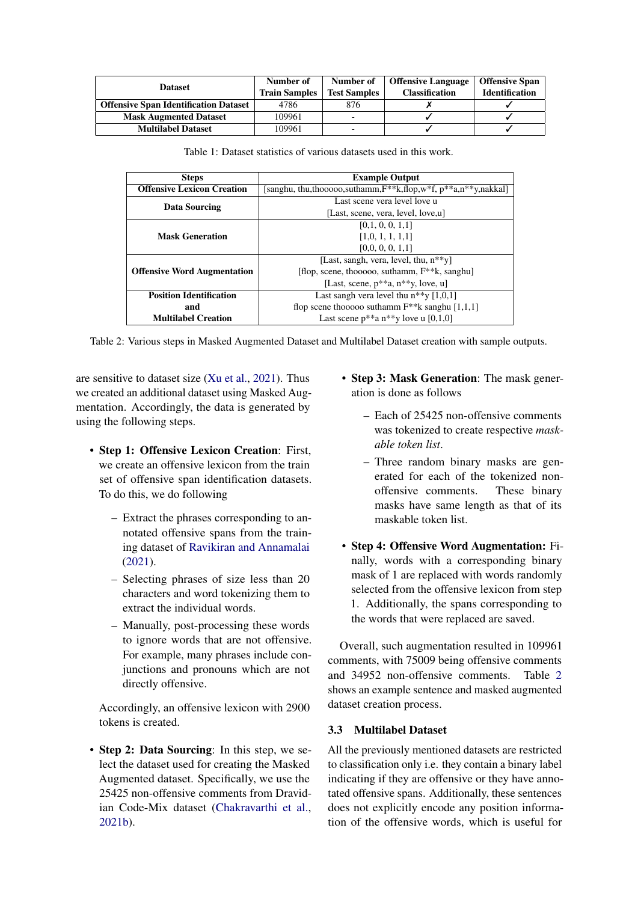| Dataset | Number of Train Samples | Number of Test Samples | Offensive Language Classification | Offensive Span Identification |
|---|---|---|---|---|
| **Offensive Span Identification Dataset** | 4786 | 876 | ✗ | ✓ |
| **Mask Augmented Dataset** | 109961 | - | ✓ | ✓ |
| **Multilabel Dataset** | 109961 | - | ✓ | ✓ |

Table 1: Dataset statistics of various datasets used in this work.

| Steps | Example Output |
|---|---|
| **Offensive Lexicon Creation** | [sanghu, thu,thooooo,suthamm,F**k,flop,w*f, p**a,n**y,nakkal] |
| **Data Sourcing** | Last scene vera level love u<br>[Last, scene, vera, level, love,u] |
| **Mask Generation** | [0,1, 0, 0, 1,1]<br>[1,0, 1, 1, 1,1]<br>[0,0, 0, 0, 1,1] |
| **Offensive Word Augmentation** | [Last, sangh, vera, level, thu, n**y]<br>[flop, scene, thooooo, suthamm, F**k, sanghu]<br>[Last, scene, p**a, n**y, love, u] |
| **Position Identification and Multilabel Creation** | Last sangh vera level thu n**y [1,0,1]<br>flop scene thooooo suthamm F**k sanghu [1,1,1]<br>Last scene p**a n**y love u [0,1,0] |

Table 2: Various steps in Masked Augmented Dataset and Multilabel Dataset creation with sample outputs.

are sensitive to dataset size (Xu et al., 2021). Thus we created an additional dataset using Masked Augmentation. Accordingly, the data is generated by using the following steps.

- **Step 1: Offensive Lexicon Creation**: First, we create an offensive lexicon from the train set of offensive span identification datasets. To do this, we do following
  - Extract the phrases corresponding to annotated offensive spans from the training dataset of Ravikiran and Annamalai (2021).
  - Selecting phrases of size less than 20 characters and word tokenizing them to extract the individual words.
  - Manually, post-processing these words to ignore words that are not offensive. For example, many phrases include conjunctions and pronouns which are not directly offensive.

  Accordingly, an offensive lexicon with 2900 tokens is created.

- **Step 2: Data Sourcing**: In this step, we select the dataset used for creating the Masked Augmented dataset. Specifically, we use the 25425 non-offensive comments from Dravidian Code-Mix dataset (Chakravarthi et al., 2021b).

- **Step 3: Mask Generation**: The mask generation is done as follows
  - Each of 25425 non-offensive comments was tokenized to create respective *maskable token list*.
  - Three random binary masks are generated for each of the tokenized non-offensive comments. These binary masks have same length as that of its maskable token list.

- **Step 4: Offensive Word Augmentation:** Finally, words with a corresponding binary mask of 1 are replaced with words randomly selected from the offensive lexicon from step 1. Additionally, the spans corresponding to the words that were replaced are saved.

Overall, such augmentation resulted in 109961 comments, with 75009 being offensive comments and 34952 non-offensive comments. Table 2 shows an example sentence and masked augmented dataset creation process.

### 3.3 Multilabel Dataset

All the previously mentioned datasets are restricted to classification only i.e. they contain a binary label indicating if they are offensive or they have annotated offensive spans. Additionally, these sentences does not explicitly encode any position information of the offensive words, which is useful for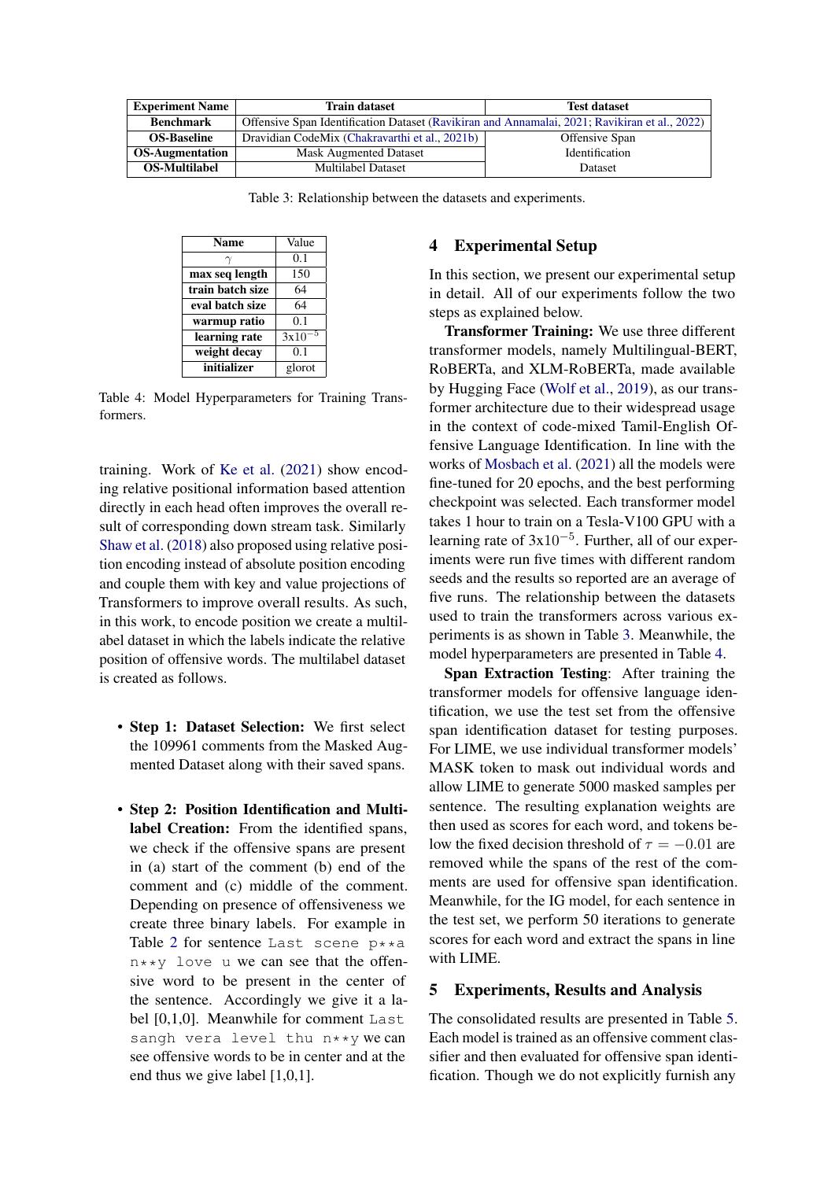| Experiment Name | Train dataset | Test dataset |
| --- | --- | --- |
| **Benchmark** | Offensive Span Identification Dataset (Ravikiran and Annamalai, 2021; Ravikiran et al., 2022) | |
| **OS-Baseline** | Dravidian CodeMix (Chakravarthi et al., 2021b) | Offensive Span Identification Dataset |
| **OS-Augmentation** | Mask Augmented Dataset | |
| **OS-Multilabel** | Multilabel Dataset | |

Table 3: Relationship between the datasets and experiments.

| Name | Value |
| --- | --- |
| $\gamma$ | 0.1 |
| **max seq length** | 150 |
| **train batch size** | 64 |
| **eval batch size** | 64 |
| **warmup ratio** | 0.1 |
| **learning rate** | $3\text{x}10^{-5}$ |
| **weight decay** | 0.1 |
| **initializer** | glorot |

Table 4: Model Hyperparameters for Training Transformers.

training. Work of Ke et al. (2021) show encoding relative positional information based attention directly in each head often improves the overall result of corresponding down stream task. Similarly Shaw et al. (2018) also proposed using relative position encoding instead of absolute position encoding and couple them with key and value projections of Transformers to improve overall results. As such, in this work, to encode position we create a multilabel dataset in which the labels indicate the relative position of offensive words. The multilabel dataset is created as follows.

- **Step 1: Dataset Selection:** We first select the 109961 comments from the Masked Augmented Dataset along with their saved spans.

- **Step 2: Position Identification and Multilabel Creation:** From the identified spans, we check if the offensive spans are present in (a) start of the comment (b) end of the comment and (c) middle of the comment. Depending on presence of offensiveness we create three binary labels. For example in Table 2 for sentence `Last scene p**a n**y love u` we can see that the offensive word to be present in the center of the sentence. Accordingly we give it a label [0,1,0]. Meanwhile for comment `Last sangh vera level thu n**y` we can see offensive words to be in center and at the end thus we give label [1,0,1].

## 4 Experimental Setup

In this section, we present our experimental setup in detail. All of our experiments follow the two steps as explained below.

**Transformer Training:** We use three different transformer models, namely Multilingual-BERT, RoBERTa, and XLM-RoBERTa, made available by Hugging Face (Wolf et al., 2019), as our transformer architecture due to their widespread usage in the context of code-mixed Tamil-English Offensive Language Identification. In line with the works of Mosbach et al. (2021) all the models were fine-tuned for 20 epochs, and the best performing checkpoint was selected. Each transformer model takes 1 hour to train on a Tesla-V100 GPU with a learning rate of $3\text{x}10^{-5}$. Further, all of our experiments were run five times with different random seeds and the results so reported are an average of five runs. The relationship between the datasets used to train the transformers across various experiments is as shown in Table 3. Meanwhile, the model hyperparameters are presented in Table 4.

**Span Extraction Testing**: After training the transformer models for offensive language identification, we use the test set from the offensive span identification dataset for testing purposes. For LIME, we use individual transformer models' MASK token to mask out individual words and allow LIME to generate 5000 masked samples per sentence. The resulting explanation weights are then used as scores for each word, and tokens below the fixed decision threshold of $\tau = -0.01$ are removed while the spans of the rest of the comments are used for offensive span identification. Meanwhile, for the IG model, for each sentence in the test set, we perform 50 iterations to generate scores for each word and extract the spans in line with LIME.

## 5 Experiments, Results and Analysis

The consolidated results are presented in Table 5. Each model is trained as an offensive comment classifier and then evaluated for offensive span identification. Though we do not explicitly furnish any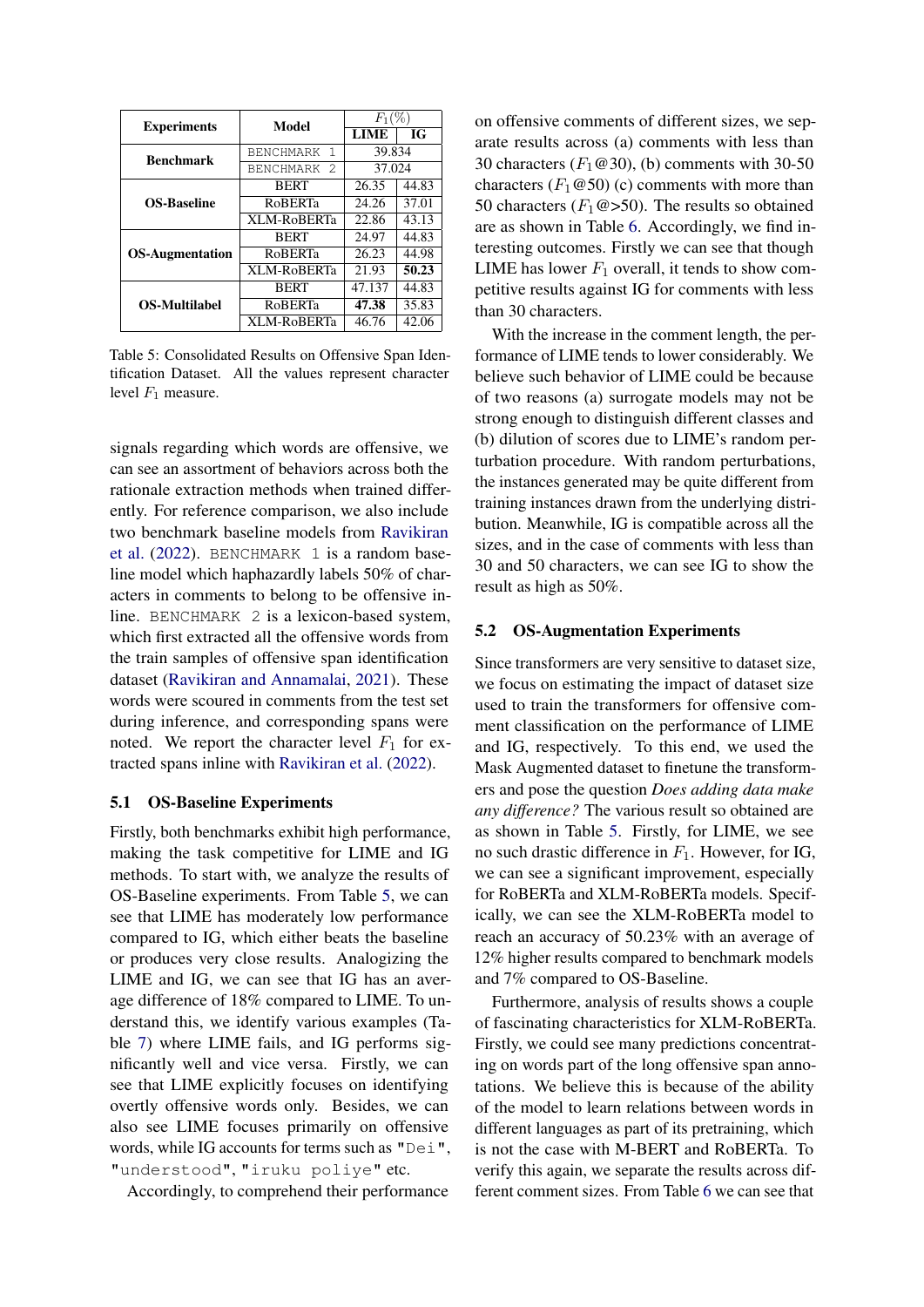| Experiments | Model | $F_1(\%)$ | |
|---|---|---|---|
| | | LIME | IG |
| **Benchmark** | `BENCHMARK 1` | 39.834 | |
| | `BENCHMARK 2` | 37.024 | |
| **OS-Baseline** | BERT | 26.35 | 44.83 |
| | RoBERTa | 24.26 | 37.01 |
| | XLM-RoBERTa | 22.86 | 43.13 |
| **OS-Augmentation** | BERT | 24.97 | 44.83 |
| | RoBERTa | 26.23 | 44.98 |
| | XLM-RoBERTa | 21.93 | **50.23** |
| **OS-Multilabel** | BERT | 47.137 | 44.83 |
| | RoBERTa | **47.38** | 35.83 |
| | XLM-RoBERTa | 46.76 | 42.06 |

Table 5: Consolidated Results on Offensive Span Identification Dataset. All the values represent character level $F_1$ measure.

signals regarding which words are offensive, we can see an assortment of behaviors across both the rationale extraction methods when trained differently. For reference comparison, we also include two benchmark baseline models from Ravikiran et al. (2022). `BENCHMARK 1` is a random baseline model which haphazardly labels 50% of characters in comments to belong to be offensive inline. `BENCHMARK 2` is a lexicon-based system, which first extracted all the offensive words from the train samples of offensive span identification dataset (Ravikiran and Annamalai, 2021). These words were scoured in comments from the test set during inference, and corresponding spans were noted. We report the character level $F_1$ for extracted spans inline with Ravikiran et al. (2022).

### 5.1 OS-Baseline Experiments

Firstly, both benchmarks exhibit high performance, making the task competitive for LIME and IG methods. To start with, we analyze the results of OS-Baseline experiments. From Table 5, we can see that LIME has moderately low performance compared to IG, which either beats the baseline or produces very close results. Analogizing the LIME and IG, we can see that IG has an average difference of 18% compared to LIME. To understand this, we identify various examples (Table 7) where LIME fails, and IG performs significantly well and vice versa. Firstly, we can see that LIME explicitly focuses on identifying overtly offensive words only. Besides, we can also see LIME focuses primarily on offensive words, while IG accounts for terms such as `"Dei"`, `"understood"`, `"iruku poliye"` etc.

Accordingly, to comprehend their performance on offensive comments of different sizes, we separate results across (a) comments with less than 30 characters ($F_1$@30), (b) comments with 30-50 characters ($F_1$@50) (c) comments with more than 50 characters ($F_1$@>50). The results so obtained are as shown in Table 6. Accordingly, we find interesting outcomes. Firstly we can see that though LIME has lower $F_1$ overall, it tends to show competitive results against IG for comments with less than 30 characters.

With the increase in the comment length, the performance of LIME tends to lower considerably. We believe such behavior of LIME could be because of two reasons (a) surrogate models may not be strong enough to distinguish different classes and (b) dilution of scores due to LIME's random perturbation procedure. With random perturbations, the instances generated may be quite different from training instances drawn from the underlying distribution. Meanwhile, IG is compatible across all the sizes, and in the case of comments with less than 30 and 50 characters, we can see IG to show the result as high as 50%.

### 5.2 OS-Augmentation Experiments

Since transformers are very sensitive to dataset size, we focus on estimating the impact of dataset size used to train the transformers for offensive comment classification on the performance of LIME and IG, respectively. To this end, we used the Mask Augmented dataset to finetune the transformers and pose the question *Does adding data make any difference?* The various result so obtained are as shown in Table 5. Firstly, for LIME, we see no such drastic difference in $F_1$. However, for IG, we can see a significant improvement, especially for RoBERTa and XLM-RoBERTa models. Specifically, we can see the XLM-RoBERTa model to reach an accuracy of 50.23% with an average of 12% higher results compared to benchmark models and 7% compared to OS-Baseline.

Furthermore, analysis of results shows a couple of fascinating characteristics for XLM-RoBERTa. Firstly, we could see many predictions concentrating on words part of the long offensive span annotations. We believe this is because of the ability of the model to learn relations between words in different languages as part of its pretraining, which is not the case with M-BERT and RoBERTa. To verify this again, we separate the results across different comment sizes. From Table 6 we can see that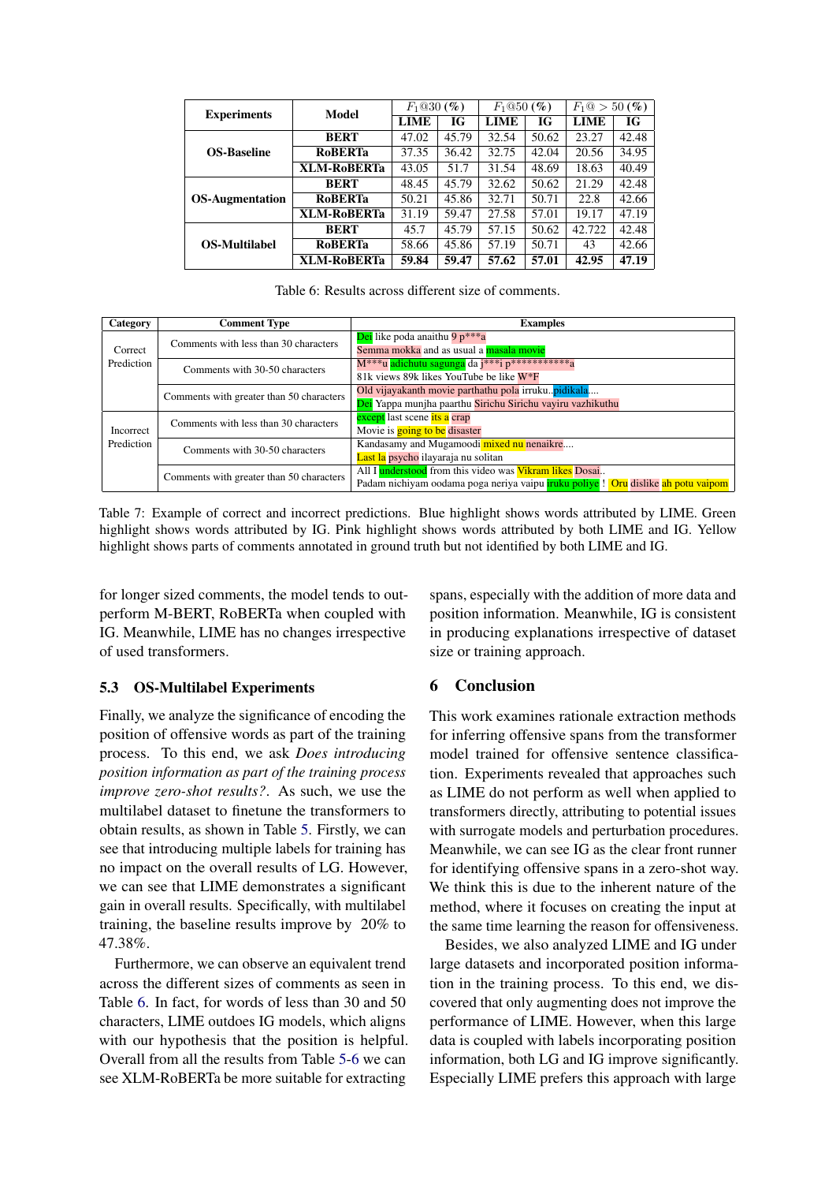| Experiments | Model | $F_1@30$ (%) | | $F_1@50$ (%) | | $F_1@>50$ (%) | |
|---|---|---|---|---|---|---|---|
| | | LIME | IG | LIME | IG | LIME | IG |
| **OS-Baseline** | **BERT** | 47.02 | 45.79 | 32.54 | 50.62 | 23.27 | 42.48 |
| | **RoBERTa** | 37.35 | 36.42 | 32.75 | 42.04 | 20.56 | 34.95 |
| | **XLM-RoBERTa** | 43.05 | 51.7 | 31.54 | 48.69 | 18.63 | 40.49 |
| **OS-Augmentation** | **BERT** | 48.45 | 45.79 | 32.62 | 50.62 | 21.29 | 42.48 |
| | **RoBERTa** | 50.21 | 45.86 | 32.71 | 50.71 | 22.8 | 42.66 |
| | **XLM-RoBERTa** | 31.19 | 59.47 | 27.58 | 57.01 | 19.17 | 47.19 |
| **OS-Multilabel** | **BERT** | 45.7 | 45.79 | 57.15 | 50.62 | 42.722 | 42.48 |
| | **RoBERTa** | 58.66 | 45.86 | 57.19 | 50.71 | 43 | 42.66 |
| | **XLM-RoBERTa** | **59.84** | **59.47** | **57.62** | **57.01** | **42.95** | **47.19** |

Table 6: Results across different size of comments.

| Category | Comment Type | Examples |
|---|---|---|
| Correct Prediction | Comments with less than 30 characters | Dei like poda anaithu 9 p***a |
| | | Semma mokka and as usual a masala movie |
| | Comments with 30-50 characters | M***u adichutu sagunga da j***i p***********a |
| | | 81k views 89k likes YouTube be like W*F |
| | Comments with greater than 50 characters | Old vijayakanth movie parthathu pola irruku..pidikala.... |
| | | Dei Yappa munjha paarthu Sirichu Sirichu vayiru vazhikuthu |
| Incorrect Prediction | Comments with less than 30 characters | except last scene its a crap |
| | | Movie is going to be disaster |
| | Comments with 30-50 characters | Kandasamy and Mugamoodi mixed nu nenaikre.... |
| | | Last la psycho ilayaraja nu solitan |
| | Comments with greater than 50 characters | All I understood from this video was Vikram likes Dosai.. |
| | | Padam nichiyam oodama poga neriya vaipu iruku poliye ! Oru dislike ah potu vaipom |

Table 7: Example of correct and incorrect predictions. Blue highlight shows words attributed by LIME. Green highlight shows words attributed by IG. Pink highlight shows words attributed by both LIME and IG. Yellow highlight shows parts of comments annotated in ground truth but not identified by both LIME and IG.

for longer sized comments, the model tends to outperform M-BERT, RoBERTa when coupled with IG. Meanwhile, LIME has no changes irrespective of used transformers.

### 5.3 OS-Multilabel Experiments

Finally, we analyze the significance of encoding the position of offensive words as part of the training process. To this end, we ask *Does introducing position information as part of the training process improve zero-shot results?*. As such, we use the multilabel dataset to finetune the transformers to obtain results, as shown in Table 5. Firstly, we can see that introducing multiple labels for training has no impact on the overall results of LG. However, we can see that LIME demonstrates a significant gain in overall results. Specifically, with multilabel training, the baseline results improve by 20% to 47.38%.

Furthermore, we can observe an equivalent trend across the different sizes of comments as seen in Table 6. In fact, for words of less than 30 and 50 characters, LIME outdoes IG models, which aligns with our hypothesis that the position is helpful. Overall from all the results from Table 5-6 we can see XLM-RoBERTa be more suitable for extracting spans, especially with the addition of more data and position information. Meanwhile, IG is consistent in producing explanations irrespective of dataset size or training approach.

## 6 Conclusion

This work examines rationale extraction methods for inferring offensive spans from the transformer model trained for offensive sentence classification. Experiments revealed that approaches such as LIME do not perform as well when applied to transformers directly, attributing to potential issues with surrogate models and perturbation procedures. Meanwhile, we can see IG as the clear front runner for identifying offensive spans in a zero-shot way. We think this is due to the inherent nature of the method, where it focuses on creating the input at the same time learning the reason for offensiveness.

Besides, we also analyzed LIME and IG under large datasets and incorporated position information in the training process. To this end, we discovered that only augmenting does not improve the performance of LIME. However, when this large data is coupled with labels incorporating position information, both LG and IG improve significantly. Especially LIME prefers this approach with large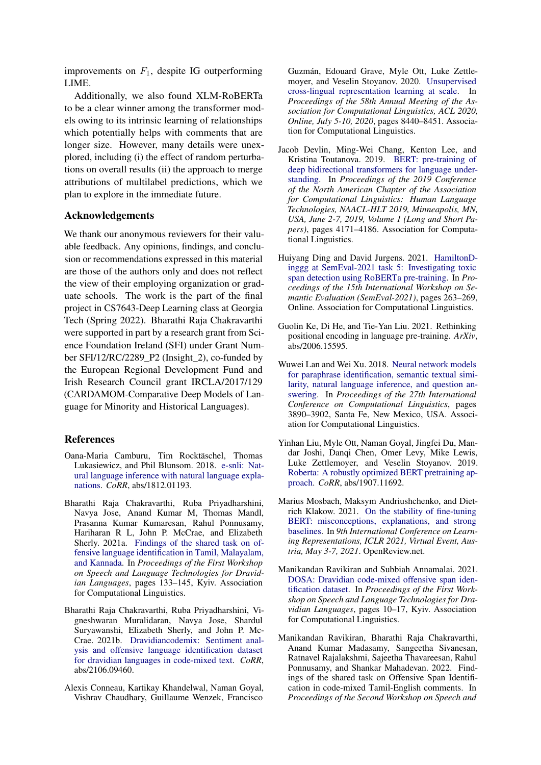improvements on $F_1$, despite IG outperforming LIME.

Additionally, we also found XLM-RoBERTa to be a clear winner among the transformer models owing to its intrinsic learning of relationships which potentially helps with comments that are longer size. However, many details were unexplored, including (i) the effect of random perturbations on overall results (ii) the approach to merge attributions of multilabel predictions, which we plan to explore in the immediate future.

## Acknowledgements

We thank our anonymous reviewers for their valuable feedback. Any opinions, findings, and conclusion or recommendations expressed in this material are those of the authors only and does not reflect the view of their employing organization or graduate schools. The work is the part of the final project in CS7643-Deep Learning class at Georgia Tech (Spring 2022). Bharathi Raja Chakravarthi were supported in part by a research grant from Science Foundation Ireland (SFI) under Grant Number SFI/12/RC/2289_P2 (Insight_2), co-funded by the European Regional Development Fund and Irish Research Council grant IRCLA/2017/129 (CARDAMOM-Comparative Deep Models of Language for Minority and Historical Languages).

## References

Oana-Maria Camburu, Tim Rocktäschel, Thomas Lukasiewicz, and Phil Blunsom. 2018. e-snli: Natural language inference with natural language explanations. *CoRR*, abs/1812.01193.

Bharathi Raja Chakravarthi, Ruba Priyadharshini, Navya Jose, Anand Kumar M, Thomas Mandl, Prasanna Kumar Kumaresan, Rahul Ponnusamy, Hariharan R L, John P. McCrae, and Elizabeth Sherly. 2021a. Findings of the shared task on offensive language identification in Tamil, Malayalam, and Kannada. In *Proceedings of the First Workshop on Speech and Language Technologies for Dravidian Languages*, pages 133–145, Kyiv. Association for Computational Linguistics.

Bharathi Raja Chakravarthi, Ruba Priyadharshini, Vigneshwaran Muralidaran, Navya Jose, Shardul Suryawanshi, Elizabeth Sherly, and John P. McCrae. 2021b. Dravidiancodemix: Sentiment analysis and offensive language identification dataset for dravidian languages in code-mixed text. *CoRR*, abs/2106.09460.

Alexis Conneau, Kartikay Khandelwal, Naman Goyal, Vishrav Chaudhary, Guillaume Wenzek, Francisco Guzmán, Edouard Grave, Myle Ott, Luke Zettlemoyer, and Veselin Stoyanov. 2020. Unsupervised cross-lingual representation learning at scale. In *Proceedings of the 58th Annual Meeting of the Association for Computational Linguistics, ACL 2020, Online, July 5-10, 2020*, pages 8440–8451. Association for Computational Linguistics.

Jacob Devlin, Ming-Wei Chang, Kenton Lee, and Kristina Toutanova. 2019. BERT: pre-training of deep bidirectional transformers for language understanding. In *Proceedings of the 2019 Conference of the North American Chapter of the Association for Computational Linguistics: Human Language Technologies, NAACL-HLT 2019, Minneapolis, MN, USA, June 2-7, 2019, Volume 1 (Long and Short Papers)*, pages 4171–4186. Association for Computational Linguistics.

Huiyang Ding and David Jurgens. 2021. HamiltonDinggg at SemEval-2021 task 5: Investigating toxic span detection using RoBERTa pre-training. In *Proceedings of the 15th International Workshop on Semantic Evaluation (SemEval-2021)*, pages 263–269, Online. Association for Computational Linguistics.

Guolin Ke, Di He, and Tie-Yan Liu. 2021. Rethinking positional encoding in language pre-training. *ArXiv*, abs/2006.15595.

Wuwei Lan and Wei Xu. 2018. Neural network models for paraphrase identification, semantic textual similarity, natural language inference, and question answering. In *Proceedings of the 27th International Conference on Computational Linguistics*, pages 3890–3902, Santa Fe, New Mexico, USA. Association for Computational Linguistics.

Yinhan Liu, Myle Ott, Naman Goyal, Jingfei Du, Mandar Joshi, Danqi Chen, Omer Levy, Mike Lewis, Luke Zettlemoyer, and Veselin Stoyanov. 2019. Roberta: A robustly optimized BERT pretraining approach. *CoRR*, abs/1907.11692.

Marius Mosbach, Maksym Andriushchenko, and Dietrich Klakow. 2021. On the stability of fine-tuning BERT: misconceptions, explanations, and strong baselines. In *9th International Conference on Learning Representations, ICLR 2021, Virtual Event, Austria, May 3-7, 2021*. OpenReview.net.

Manikandan Ravikiran and Subbiah Annamalai. 2021. DOSA: Dravidian code-mixed offensive span identification dataset. In *Proceedings of the First Workshop on Speech and Language Technologies for Dravidian Languages*, pages 10–17, Kyiv. Association for Computational Linguistics.

Manikandan Ravikiran, Bharathi Raja Chakravarthi, Anand Kumar Madasamy, Sangeetha Sivanesan, Ratnavel Rajalakshmi, Sajeetha Thavareesan, Rahul Ponnusamy, and Shankar Mahadevan. 2022. Findings of the shared task on Offensive Span Identification in code-mixed Tamil-English comments. In *Proceedings of the Second Workshop on Speech and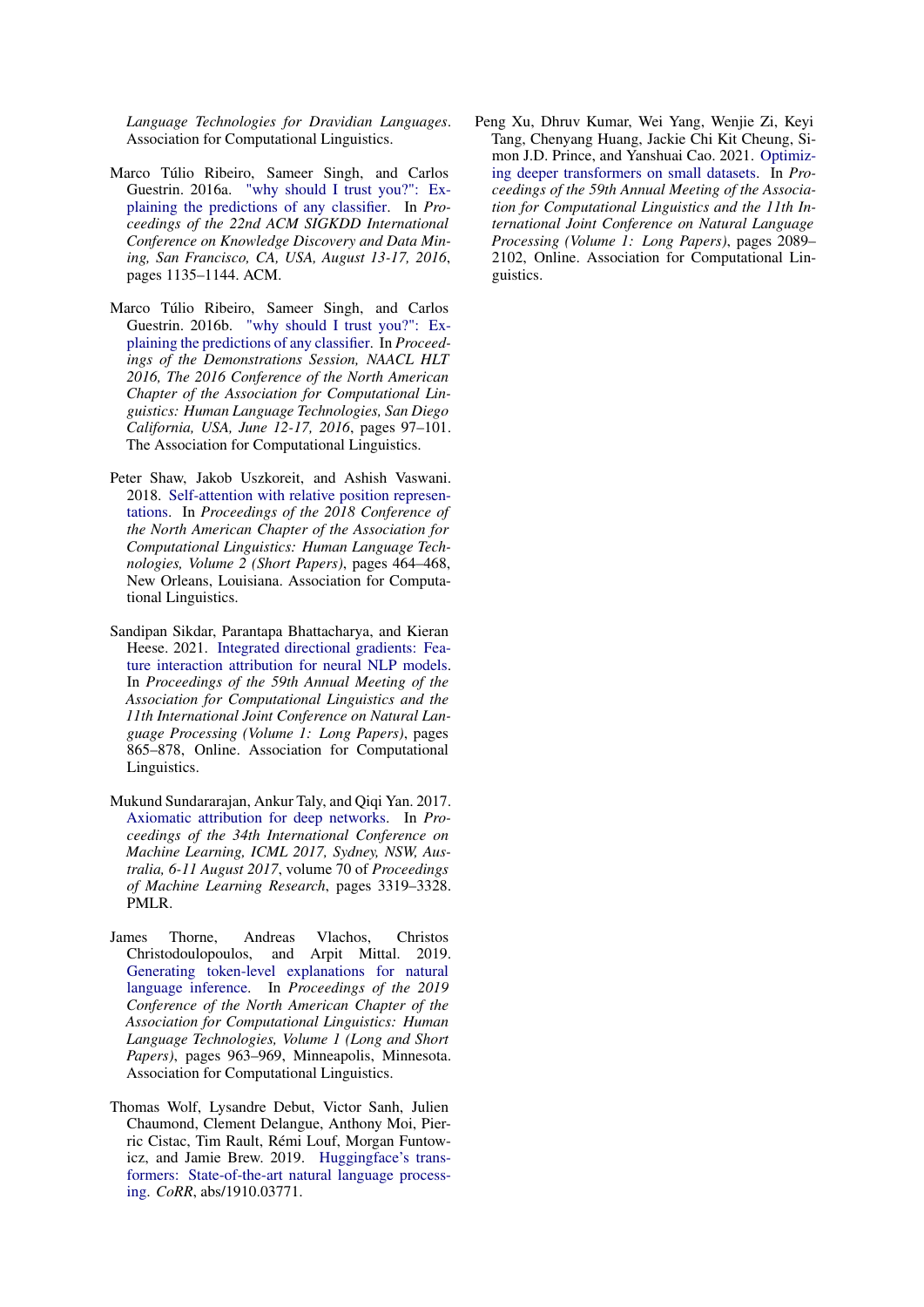*Language Technologies for Dravidian Languages*. Association for Computational Linguistics.

Marco Túlio Ribeiro, Sameer Singh, and Carlos Guestrin. 2016a. "why should I trust you?": Explaining the predictions of any classifier. In *Proceedings of the 22nd ACM SIGKDD International Conference on Knowledge Discovery and Data Mining, San Francisco, CA, USA, August 13-17, 2016*, pages 1135–1144. ACM.

Marco Túlio Ribeiro, Sameer Singh, and Carlos Guestrin. 2016b. "why should I trust you?": Explaining the predictions of any classifier. In *Proceedings of the Demonstrations Session, NAACL HLT 2016, The 2016 Conference of the North American Chapter of the Association for Computational Linguistics: Human Language Technologies, San Diego California, USA, June 12-17, 2016*, pages 97–101. The Association for Computational Linguistics.

Peter Shaw, Jakob Uszkoreit, and Ashish Vaswani. 2018. Self-attention with relative position representations. In *Proceedings of the 2018 Conference of the North American Chapter of the Association for Computational Linguistics: Human Language Technologies, Volume 2 (Short Papers)*, pages 464–468, New Orleans, Louisiana. Association for Computational Linguistics.

Sandipan Sikdar, Parantapa Bhattacharya, and Kieran Heese. 2021. Integrated directional gradients: Feature interaction attribution for neural NLP models. In *Proceedings of the 59th Annual Meeting of the Association for Computational Linguistics and the 11th International Joint Conference on Natural Language Processing (Volume 1: Long Papers)*, pages 865–878, Online. Association for Computational Linguistics.

Mukund Sundararajan, Ankur Taly, and Qiqi Yan. 2017. Axiomatic attribution for deep networks. In *Proceedings of the 34th International Conference on Machine Learning, ICML 2017, Sydney, NSW, Australia, 6-11 August 2017*, volume 70 of *Proceedings of Machine Learning Research*, pages 3319–3328. PMLR.

James Thorne, Andreas Vlachos, Christos Christodoulopoulos, and Arpit Mittal. 2019. Generating token-level explanations for natural language inference. In *Proceedings of the 2019 Conference of the North American Chapter of the Association for Computational Linguistics: Human Language Technologies, Volume 1 (Long and Short Papers)*, pages 963–969, Minneapolis, Minnesota. Association for Computational Linguistics.

Thomas Wolf, Lysandre Debut, Victor Sanh, Julien Chaumond, Clement Delangue, Anthony Moi, Pierric Cistac, Tim Rault, Rémi Louf, Morgan Funtowicz, and Jamie Brew. 2019. Huggingface's transformers: State-of-the-art natural language processing. *CoRR*, abs/1910.03771.

Peng Xu, Dhruv Kumar, Wei Yang, Wenjie Zi, Keyi Tang, Chenyang Huang, Jackie Chi Kit Cheung, Simon J.D. Prince, and Yanshuai Cao. 2021. Optimizing deeper transformers on small datasets. In *Proceedings of the 59th Annual Meeting of the Association for Computational Linguistics and the 11th International Joint Conference on Natural Language Processing (Volume 1: Long Papers)*, pages 2089–2102, Online. Association for Computational Linguistics.